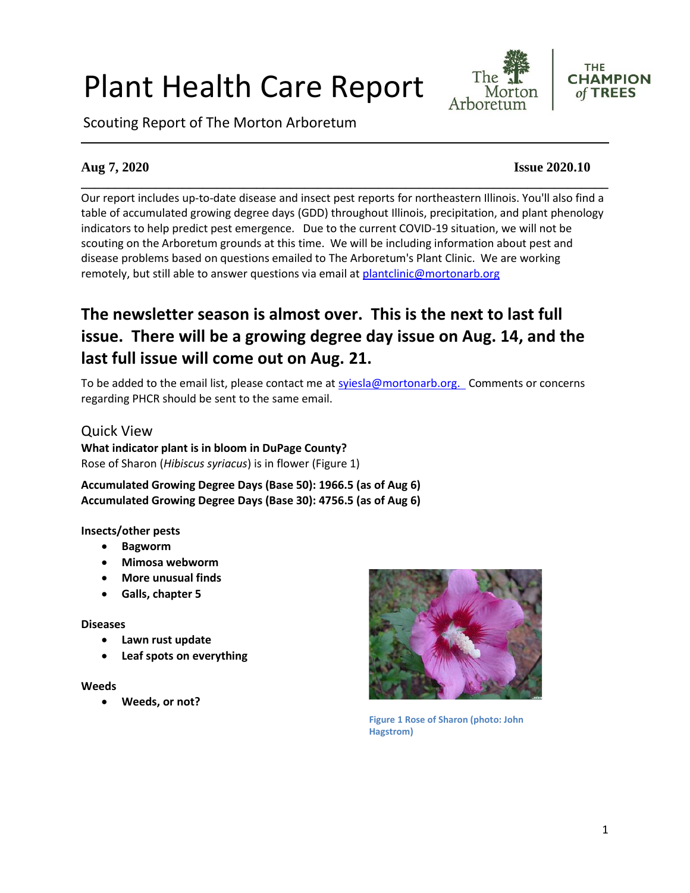# Plant Health Care Report

Scouting Report of The Morton Arboretum

**Aug 7, 2020** **Issue 2020.10**

Our report includes up-to-date disease and insect pest reports for northeastern Illinois. You'll also find a table of accumulated growing degree days (GDD) throughout Illinois, precipitation, and plant phenology indicators to help predict pest emergence. Due to the current COVID-19 situation, we will not be scouting on the Arboretum grounds at this time. We will be including information about pest and disease problems based on questions emailed to The Arboretum's Plant Clinic. We are working remotely, but still able to answer questions via email at plantclinic@mortonarb.org

## The newsletter season is almost over. This is the next to last full issue. There will be a growing degree day issue on Aug. 14, and the last full issue will come out on Aug. 21.

To be added to the email list, please contact me at syiesla@mortonarb.org. Comments or concerns regarding PHCR should be sent to the same email.

### Quick View

**What indicator plant is in bloom in DuPage County?**
Rose of Sharon (*Hibiscus syriacus*) is in flower (Figure 1)

**Accumulated Growing Degree Days (Base 50): 1966.5 (as of Aug 6)**
**Accumulated Growing Degree Days (Base 30): 4756.5 (as of Aug 6)**

**Insects/other pests**

- **Bagworm**
- **Mimosa webworm**
- **More unusual finds**
- **Galls, chapter 5**

**Diseases**

- **Lawn rust update**
- **Leaf spots on everything**

**Weeds**

- **Weeds, or not?**

Figure 1 Rose of Sharon (photo: John Hagstrom)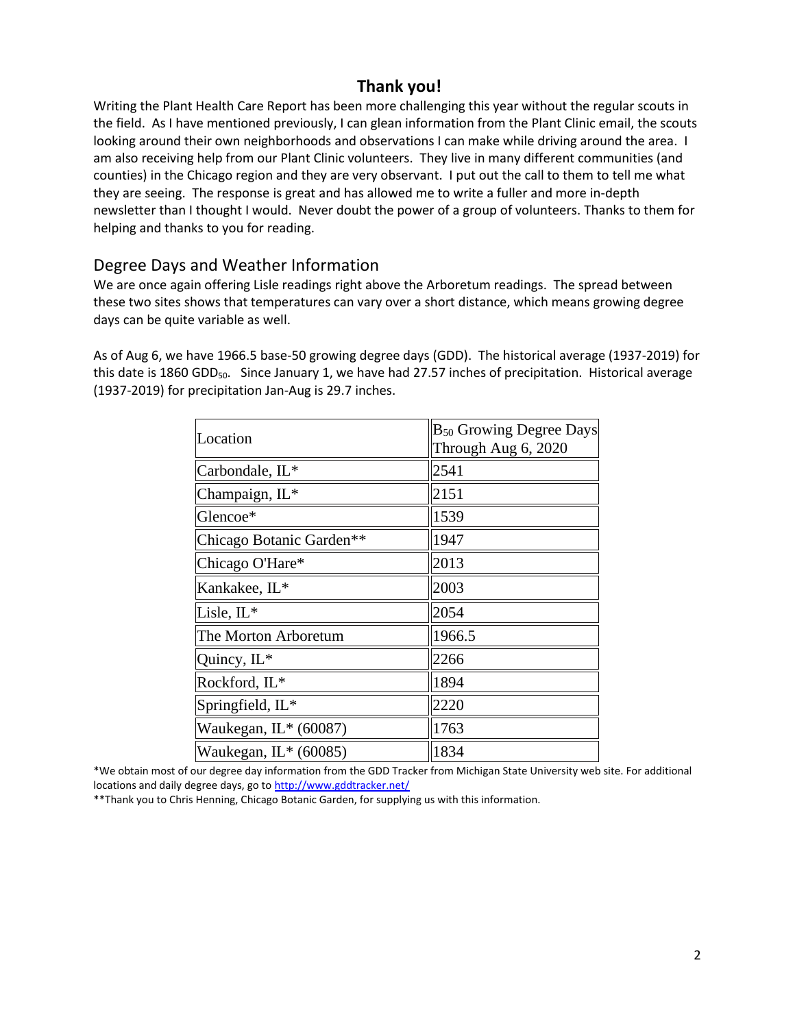## Thank you!

Writing the Plant Health Care Report has been more challenging this year without the regular scouts in the field. As I have mentioned previously, I can glean information from the Plant Clinic email, the scouts looking around their own neighborhoods and observations I can make while driving around the area. I am also receiving help from our Plant Clinic volunteers. They live in many different communities (and counties) in the Chicago region and they are very observant. I put out the call to them to tell me what they are seeing. The response is great and has allowed me to write a fuller and more in-depth newsletter than I thought I would. Never doubt the power of a group of volunteers. Thanks to them for helping and thanks to you for reading.

## Degree Days and Weather Information

We are once again offering Lisle readings right above the Arboretum readings. The spread between these two sites shows that temperatures can vary over a short distance, which means growing degree days can be quite variable as well.

As of Aug 6, we have 1966.5 base-50 growing degree days (GDD). The historical average (1937-2019) for this date is 1860 $GDD_{50}$. Since January 1, we have had 27.57 inches of precipitation. Historical average (1937-2019) for precipitation Jan-Aug is 29.7 inches.

| Location | $B_{50}$ Growing Degree Days Through Aug 6, 2020 |
|---|---|
| Carbondale, IL* | 2541 |
| Champaign, IL* | 2151 |
| Glencoe* | 1539 |
| Chicago Botanic Garden** | 1947 |
| Chicago O'Hare* | 2013 |
| Kankakee, IL* | 2003 |
| Lisle, IL* | 2054 |
| The Morton Arboretum | 1966.5 |
| Quincy, IL* | 2266 |
| Rockford, IL* | 1894 |
| Springfield, IL* | 2220 |
| Waukegan, IL* (60087) | 1763 |
| Waukegan, IL* (60085) | 1834 |

*We obtain most of our degree day information from the GDD Tracker from Michigan State University web site. For additional locations and daily degree days, go to http://www.gddtracker.net/

**Thank you to Chris Henning, Chicago Botanic Garden, for supplying us with this information.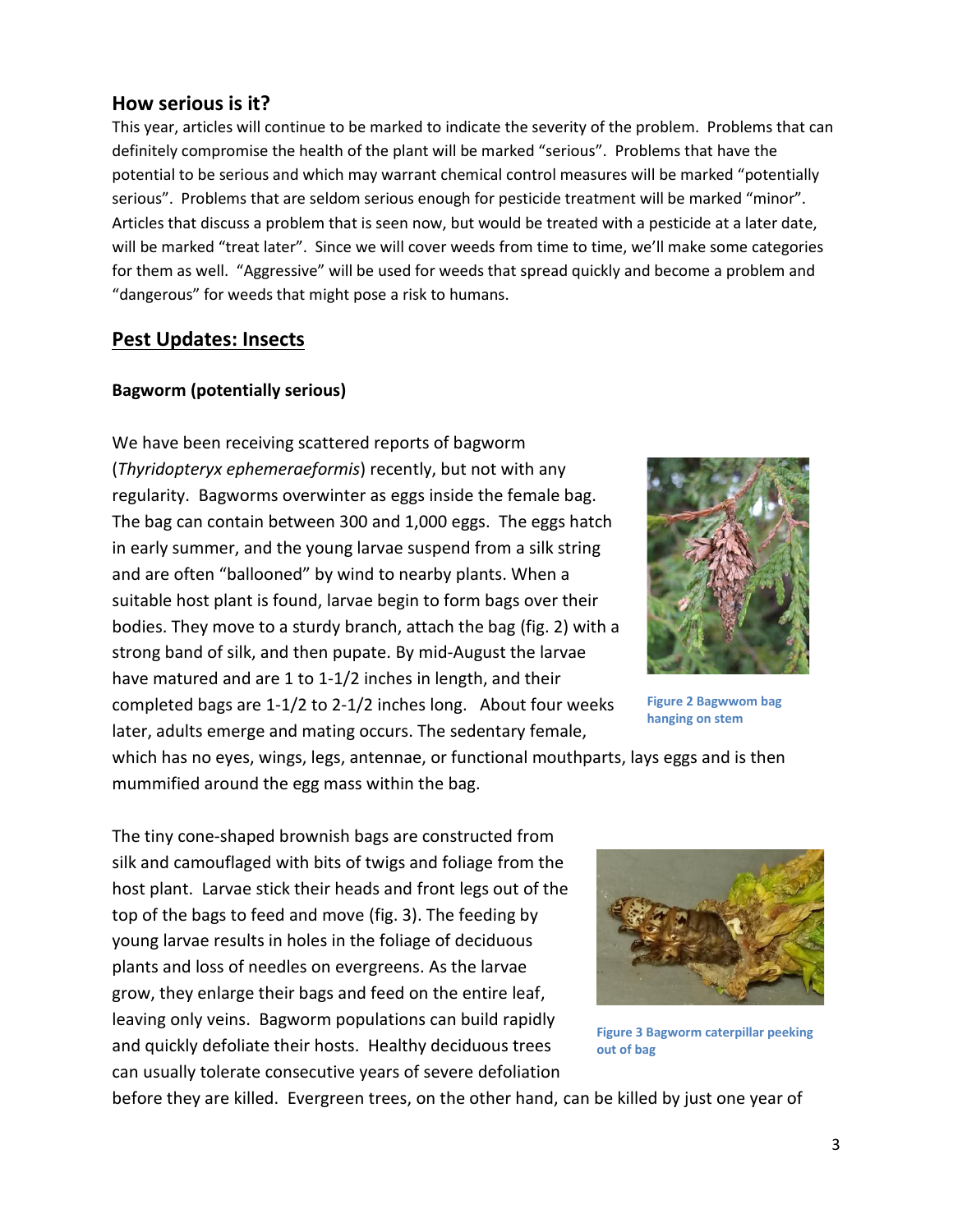## How serious is it?

This year, articles will continue to be marked to indicate the severity of the problem. Problems that can definitely compromise the health of the plant will be marked "serious". Problems that have the potential to be serious and which may warrant chemical control measures will be marked "potentially serious". Problems that are seldom serious enough for pesticide treatment will be marked "minor". Articles that discuss a problem that is seen now, but would be treated with a pesticide at a later date, will be marked "treat later". Since we will cover weeds from time to time, we'll make some categories for them as well. "Aggressive" will be used for weeds that spread quickly and become a problem and "dangerous" for weeds that might pose a risk to humans.

## Pest Updates: Insects

### Bagworm (potentially serious)

We have been receiving scattered reports of bagworm (*Thyridopteryx ephemeraeformis*) recently, but not with any regularity. Bagworms overwinter as eggs inside the female bag. The bag can contain between 300 and 1,000 eggs. The eggs hatch in early summer, and the young larvae suspend from a silk string and are often "ballooned" by wind to nearby plants. When a suitable host plant is found, larvae begin to form bags over their bodies. They move to a sturdy branch, attach the bag (fig. 2) with a strong band of silk, and then pupate. By mid-August the larvae have matured and are 1 to 1-1/2 inches in length, and their completed bags are 1-1/2 to 2-1/2 inches long. About four weeks later, adults emerge and mating occurs. The sedentary female, which has no eyes, wings, legs, antennae, or functional mouthparts, lays eggs and is then mummified around the egg mass within the bag.

**Figure 2 Bagwwom bag hanging on stem**

The tiny cone-shaped brownish bags are constructed from silk and camouflaged with bits of twigs and foliage from the host plant. Larvae stick their heads and front legs out of the top of the bags to feed and move (fig. 3). The feeding by young larvae results in holes in the foliage of deciduous plants and loss of needles on evergreens. As the larvae grow, they enlarge their bags and feed on the entire leaf, leaving only veins. Bagworm populations can build rapidly and quickly defoliate their hosts. Healthy deciduous trees can usually tolerate consecutive years of severe defoliation before they are killed. Evergreen trees, on the other hand, can be killed by just one year of

**Figure 3 Bagworm caterpillar peeking out of bag**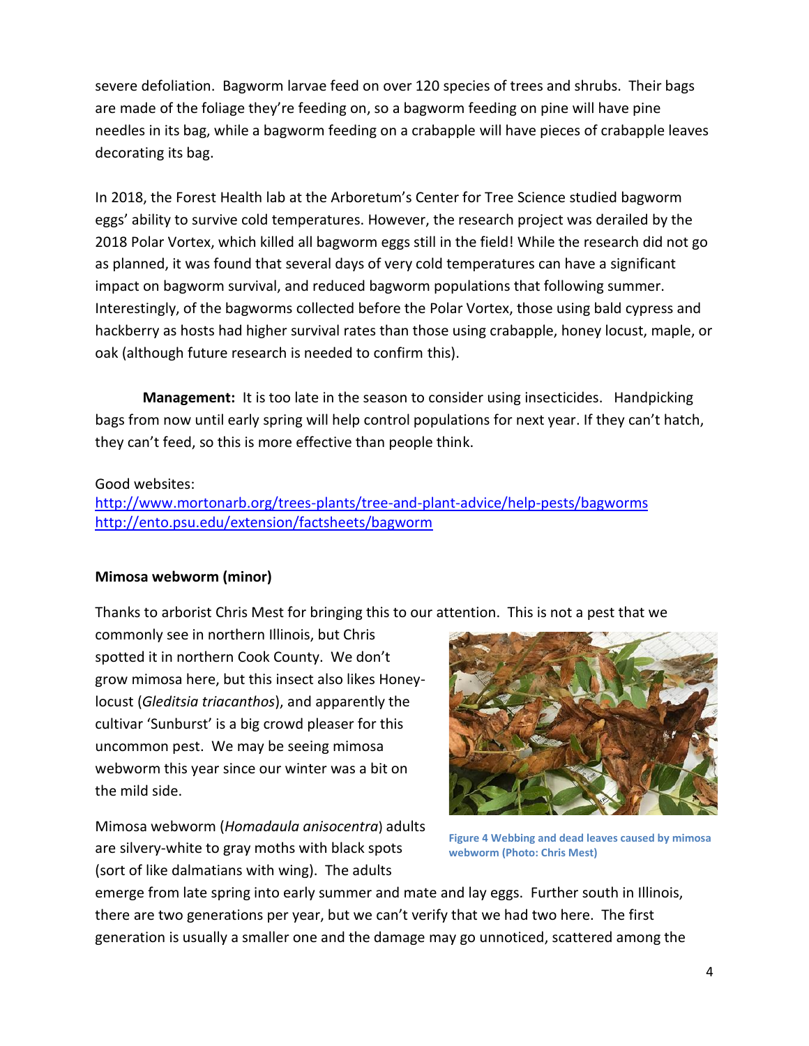severe defoliation. Bagworm larvae feed on over 120 species of trees and shrubs. Their bags are made of the foliage they're feeding on, so a bagworm feeding on pine will have pine needles in its bag, while a bagworm feeding on a crabapple will have pieces of crabapple leaves decorating its bag.

In 2018, the Forest Health lab at the Arboretum's Center for Tree Science studied bagworm eggs' ability to survive cold temperatures. However, the research project was derailed by the 2018 Polar Vortex, which killed all bagworm eggs still in the field! While the research did not go as planned, it was found that several days of very cold temperatures can have a significant impact on bagworm survival, and reduced bagworm populations that following summer. Interestingly, of the bagworms collected before the Polar Vortex, those using bald cypress and hackberry as hosts had higher survival rates than those using crabapple, honey locust, maple, or oak (although future research is needed to confirm this).

**Management:** It is too late in the season to consider using insecticides. Handpicking bags from now until early spring will help control populations for next year. If they can't hatch, they can't feed, so this is more effective than people think.

Good websites:
http://www.mortonarb.org/trees-plants/tree-and-plant-advice/help-pests/bagworms
http://ento.psu.edu/extension/factsheets/bagworm

**Mimosa webworm (minor)**

Thanks to arborist Chris Mest for bringing this to our attention. This is not a pest that we commonly see in northern Illinois, but Chris spotted it in northern Cook County. We don't grow mimosa here, but this insect also likes Honey-locust (*Gleditsia triacanthos*), and apparently the cultivar 'Sunburst' is a big crowd pleaser for this uncommon pest. We may be seeing mimosa webworm this year since our winter was a bit on the mild side.

Figure 4 Webbing and dead leaves caused by mimosa webworm (Photo: Chris Mest)

Mimosa webworm (*Homadaula anisocentra*) adults are silvery-white to gray moths with black spots (sort of like dalmatians with wing). The adults emerge from late spring into early summer and mate and lay eggs. Further south in Illinois, there are two generations per year, but we can't verify that we had two here. The first generation is usually a smaller one and the damage may go unnoticed, scattered among the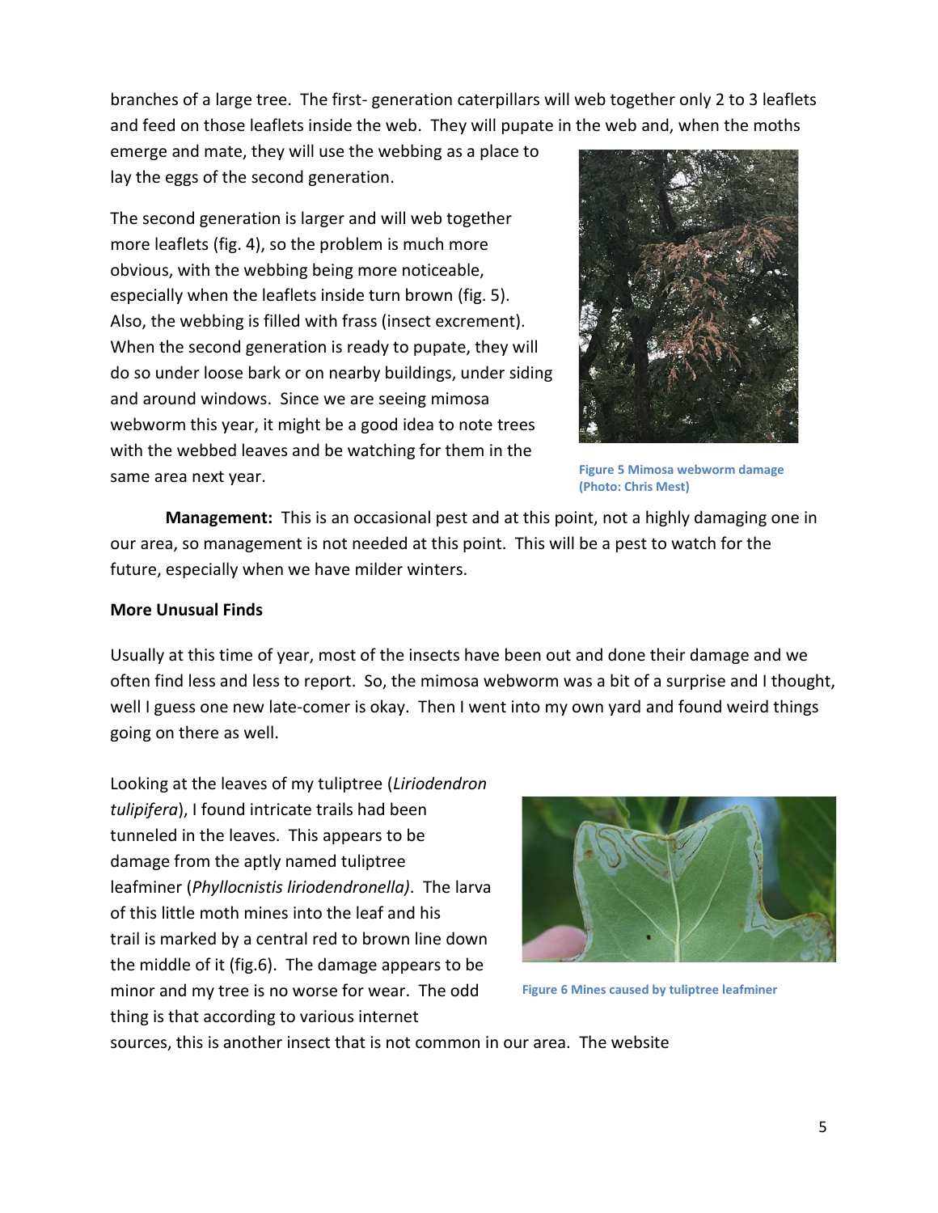branches of a large tree. The first- generation caterpillars will web together only 2 to 3 leaflets and feed on those leaflets inside the web. They will pupate in the web and, when the moths emerge and mate, they will use the webbing as a place to lay the eggs of the second generation.

The second generation is larger and will web together more leaflets (fig. 4), so the problem is much more obvious, with the webbing being more noticeable, especially when the leaflets inside turn brown (fig. 5). Also, the webbing is filled with frass (insect excrement). When the second generation is ready to pupate, they will do so under loose bark or on nearby buildings, under siding and around windows. Since we are seeing mimosa webworm this year, it might be a good idea to note trees with the webbed leaves and be watching for them in the same area next year.

Figure 5 Mimosa webworm damage (Photo: Chris Mest)

**Management:** This is an occasional pest and at this point, not a highly damaging one in our area, so management is not needed at this point. This will be a pest to watch for the future, especially when we have milder winters.

**More Unusual Finds**

Usually at this time of year, most of the insects have been out and done their damage and we often find less and less to report. So, the mimosa webworm was a bit of a surprise and I thought, well I guess one new late-comer is okay. Then I went into my own yard and found weird things going on there as well.

Looking at the leaves of my tuliptree (*Liriodendron tulipifera*), I found intricate trails had been tunneled in the leaves. This appears to be damage from the aptly named tuliptree leafminer (*Phyllocnistis liriodendronella)*. The larva of this little moth mines into the leaf and his trail is marked by a central red to brown line down the middle of it (fig.6). The damage appears to be minor and my tree is no worse for wear. The odd thing is that according to various internet sources, this is another insect that is not common in our area. The website

Figure 6 Mines caused by tuliptree leafminer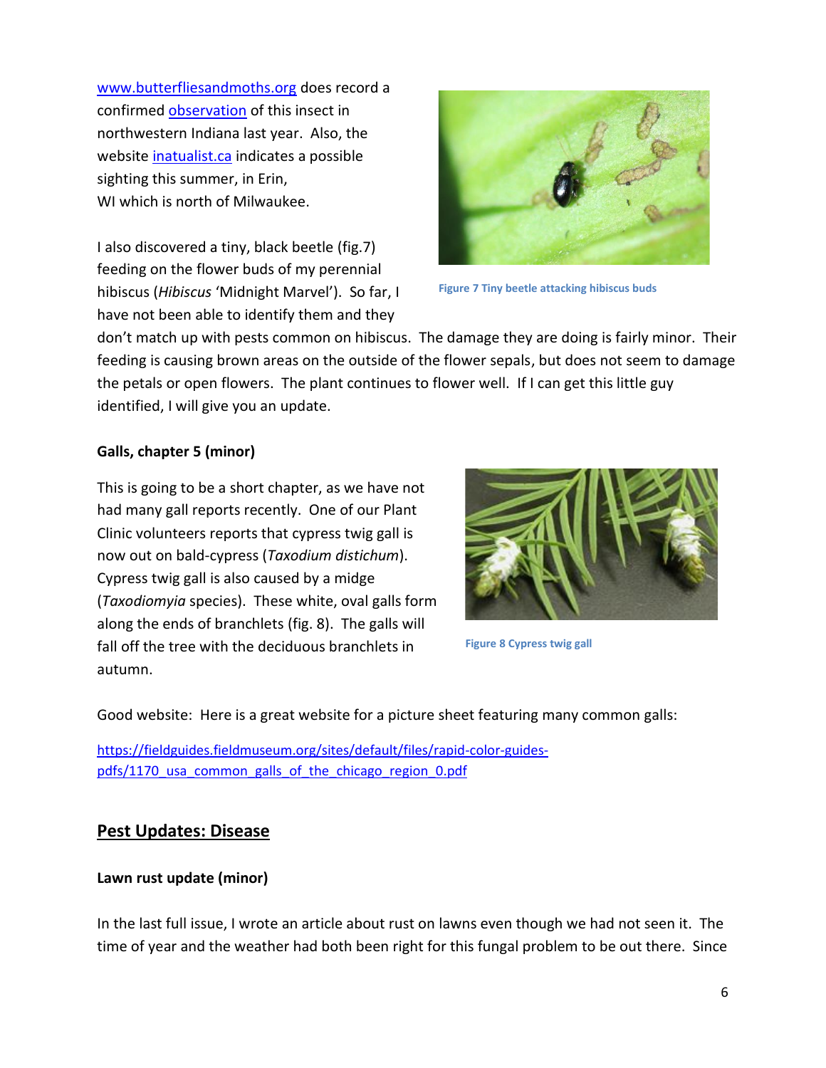[www.butterfliesandmoths.org](http://www.butterfliesandmoths.org) does record a confirmed observation of this insect in northwestern Indiana last year. Also, the website inatualist.ca indicates a possible sighting this summer, in Erin, WI which is north of Milwaukee.

I also discovered a tiny, black beetle (fig.7) feeding on the flower buds of my perennial hibiscus (*Hibiscus* 'Midnight Marvel'). So far, I have not been able to identify them and they don't match up with pests common on hibiscus. The damage they are doing is fairly minor. Their feeding is causing brown areas on the outside of the flower sepals, but does not seem to damage the petals or open flowers. The plant continues to flower well. If I can get this little guy identified, I will give you an update.

Figure 7 Tiny beetle attacking hibiscus buds

**Galls, chapter 5 (minor)**

This is going to be a short chapter, as we have not had many gall reports recently. One of our Plant Clinic volunteers reports that cypress twig gall is now out on bald-cypress (*Taxodium distichum*). Cypress twig gall is also caused by a midge (*Taxodiomyia* species). These white, oval galls form along the ends of branchlets (fig. 8). The galls will fall off the tree with the deciduous branchlets in autumn.

Figure 8 Cypress twig gall

Good website: Here is a great website for a picture sheet featuring many common galls:

https://fieldguides.fieldmuseum.org/sites/default/files/rapid-color-guides-pdfs/1170_usa_common_galls_of_the_chicago_region_0.pdf

## Pest Updates: Disease

**Lawn rust update (minor)**

In the last full issue, I wrote an article about rust on lawns even though we had not seen it. The time of year and the weather had both been right for this fungal problem to be out there. Since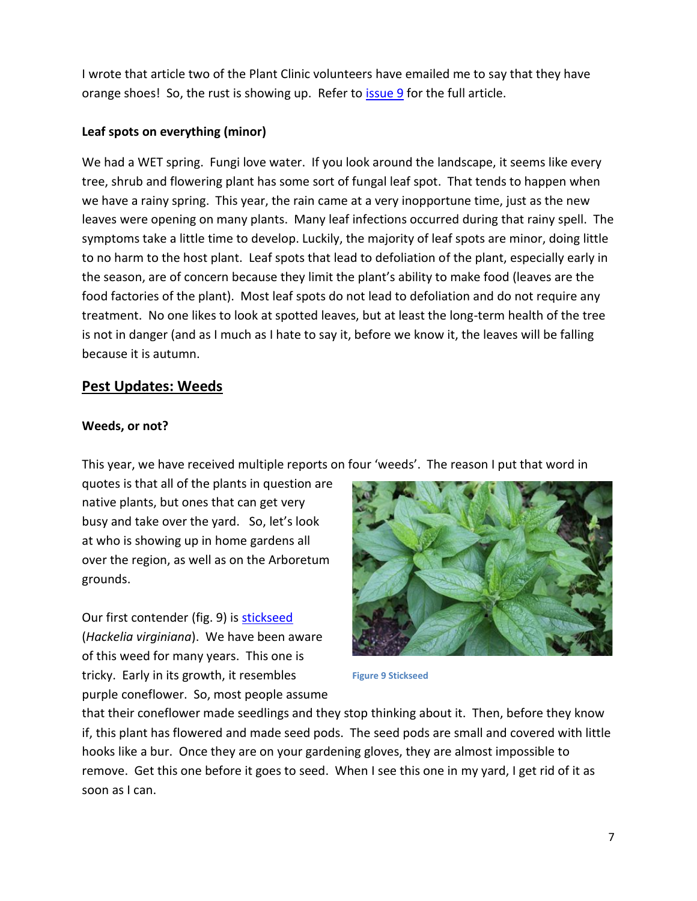I wrote that article two of the Plant Clinic volunteers have emailed me to say that they have orange shoes! So, the rust is showing up. Refer to issue 9 for the full article.

**Leaf spots on everything (minor)**

We had a WET spring. Fungi love water. If you look around the landscape, it seems like every tree, shrub and flowering plant has some sort of fungal leaf spot. That tends to happen when we have a rainy spring. This year, the rain came at a very inopportune time, just as the new leaves were opening on many plants. Many leaf infections occurred during that rainy spell. The symptoms take a little time to develop. Luckily, the majority of leaf spots are minor, doing little to no harm to the host plant. Leaf spots that lead to defoliation of the plant, especially early in the season, are of concern because they limit the plant's ability to make food (leaves are the food factories of the plant). Most leaf spots do not lead to defoliation and do not require any treatment. No one likes to look at spotted leaves, but at least the long-term health of the tree is not in danger (and as I much as I hate to say it, before we know it, the leaves will be falling because it is autumn.

## Pest Updates: Weeds

**Weeds, or not?**

This year, we have received multiple reports on four 'weeds'. The reason I put that word in quotes is that all of the plants in question are native plants, but ones that can get very busy and take over the yard. So, let's look at who is showing up in home gardens all over the region, as well as on the Arboretum grounds.

Our first contender (fig. 9) is stickseed (*Hackelia virginiana*). We have been aware of this weed for many years. This one is tricky. Early in its growth, it resembles purple coneflower. So, most people assume that their coneflower made seedlings and they stop thinking about it. Then, before they know if, this plant has flowered and made seed pods. The seed pods are small and covered with little hooks like a bur. Once they are on your gardening gloves, they are almost impossible to remove. Get this one before it goes to seed. When I see this one in my yard, I get rid of it as soon as I can.

Figure 9 Stickseed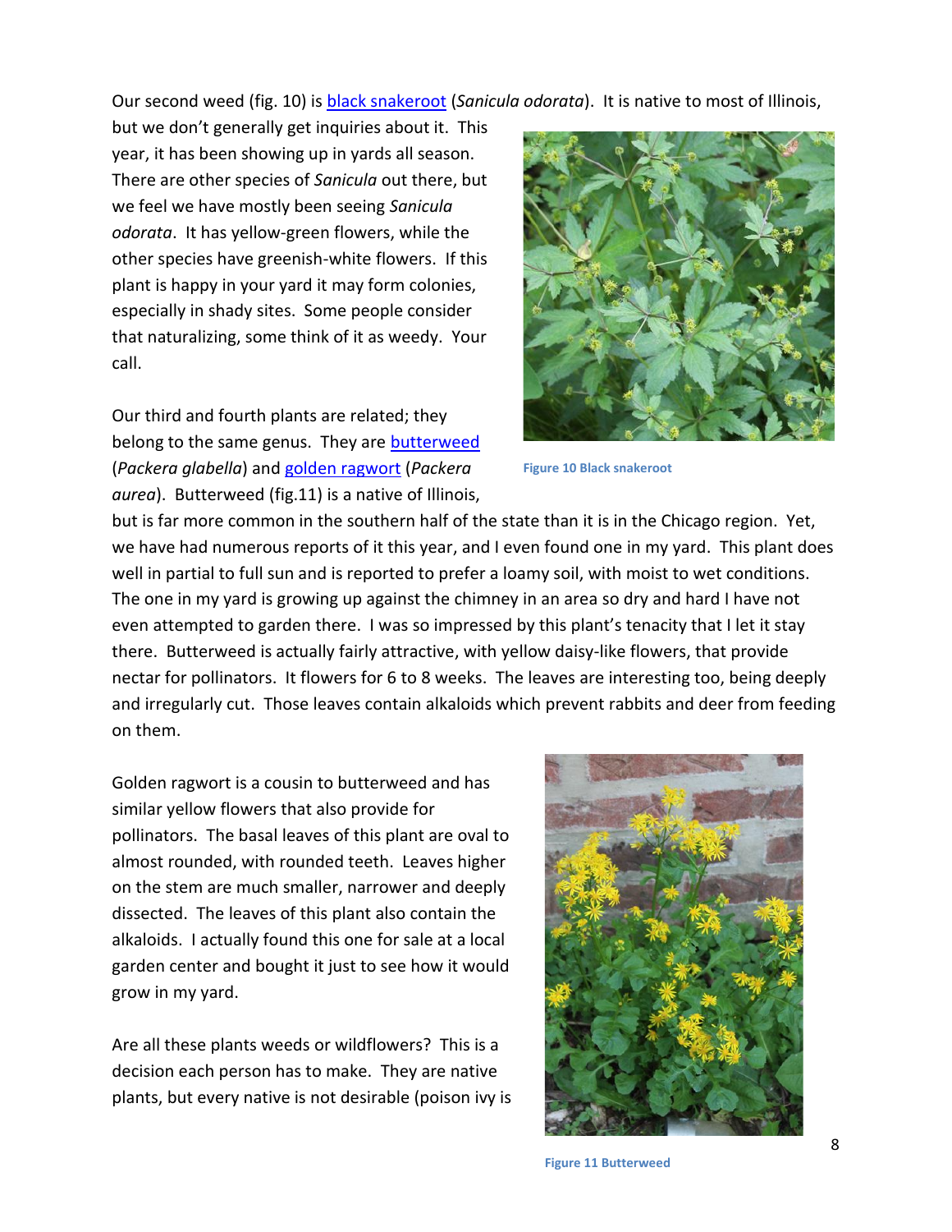Our second weed (fig. 10) is black snakeroot (*Sanicula odorata*). It is native to most of Illinois, but we don't generally get inquiries about it. This year, it has been showing up in yards all season. There are other species of *Sanicula* out there, but we feel we have mostly been seeing *Sanicula odorata*. It has yellow-green flowers, while the other species have greenish-white flowers. If this plant is happy in your yard it may form colonies, especially in shady sites. Some people consider that naturalizing, some think of it as weedy. Your call.

Figure 10 Black snakeroot

Our third and fourth plants are related; they belong to the same genus. They are butterweed (*Packera glabella*) and golden ragwort (*Packera aurea*). Butterweed (fig.11) is a native of Illinois, but is far more common in the southern half of the state than it is in the Chicago region. Yet, we have had numerous reports of it this year, and I even found one in my yard. This plant does well in partial to full sun and is reported to prefer a loamy soil, with moist to wet conditions. The one in my yard is growing up against the chimney in an area so dry and hard I have not even attempted to garden there. I was so impressed by this plant's tenacity that I let it stay there. Butterweed is actually fairly attractive, with yellow daisy-like flowers, that provide nectar for pollinators. It flowers for 6 to 8 weeks. The leaves are interesting too, being deeply and irregularly cut. Those leaves contain alkaloids which prevent rabbits and deer from feeding on them.

Golden ragwort is a cousin to butterweed and has similar yellow flowers that also provide for pollinators. The basal leaves of this plant are oval to almost rounded, with rounded teeth. Leaves higher on the stem are much smaller, narrower and deeply dissected. The leaves of this plant also contain the alkaloids. I actually found this one for sale at a local garden center and bought it just to see how it would grow in my yard.

Are all these plants weeds or wildflowers? This is a decision each person has to make. They are native plants, but every native is not desirable (poison ivy is

Figure 11 Butterweed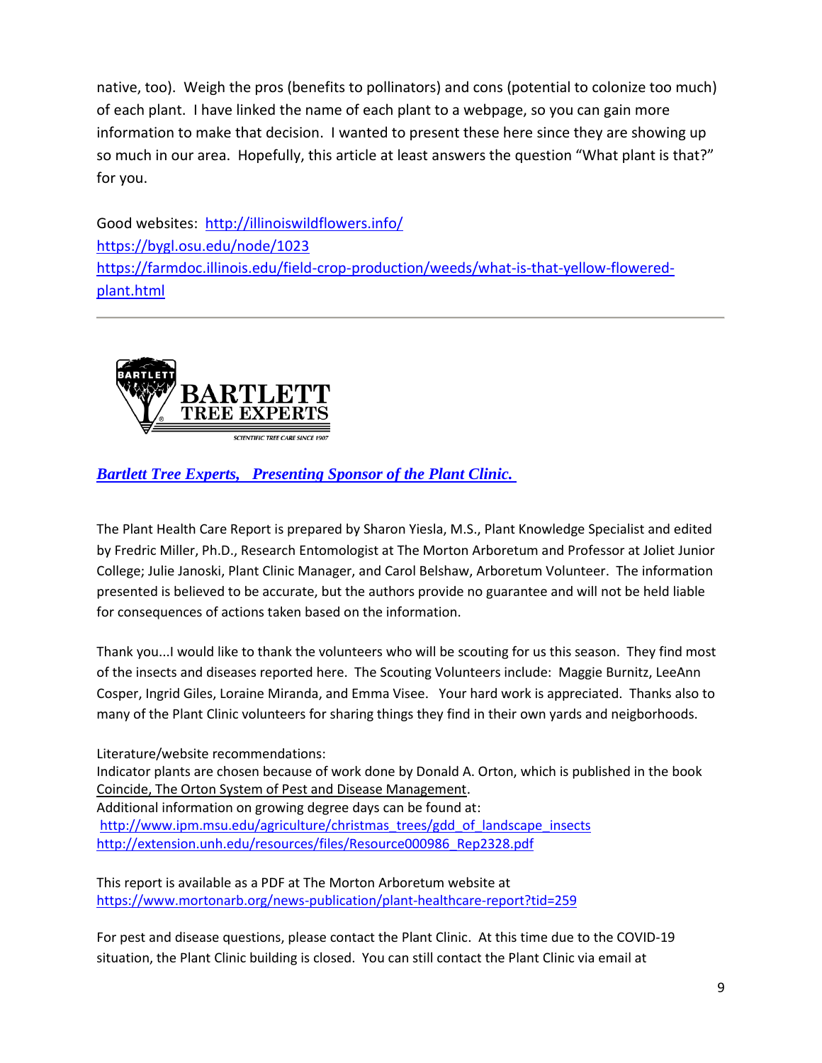native, too). Weigh the pros (benefits to pollinators) and cons (potential to colonize too much) of each plant. I have linked the name of each plant to a webpage, so you can gain more information to make that decision. I wanted to present these here since they are showing up so much in our area. Hopefully, this article at least answers the question "What plant is that?" for you.

Good websites: http://illinoiswildflowers.info/
https://bygl.osu.edu/node/1023
https://farmdoc.illinois.edu/field-crop-production/weeds/what-is-that-yellow-flowered-plant.html

---

***Bartlett Tree Experts, Presenting Sponsor of the Plant Clinic.***

The Plant Health Care Report is prepared by Sharon Yiesla, M.S., Plant Knowledge Specialist and edited by Fredric Miller, Ph.D., Research Entomologist at The Morton Arboretum and Professor at Joliet Junior College; Julie Janoski, Plant Clinic Manager, and Carol Belshaw, Arboretum Volunteer. The information presented is believed to be accurate, but the authors provide no guarantee and will not be held liable for consequences of actions taken based on the information.

Thank you...I would like to thank the volunteers who will be scouting for us this season. They find most of the insects and diseases reported here. The Scouting Volunteers include: Maggie Burnitz, LeeAnn Cosper, Ingrid Giles, Loraine Miranda, and Emma Visee. Your hard work is appreciated. Thanks also to many of the Plant Clinic volunteers for sharing things they find in their own yards and neigborhoods.

Literature/website recommendations:
Indicator plants are chosen because of work done by Donald A. Orton, which is published in the book Coincide, The Orton System of Pest and Disease Management.
Additional information on growing degree days can be found at:
http://www.ipm.msu.edu/agriculture/christmas_trees/gdd_of_landscape_insects
http://extension.unh.edu/resources/files/Resource000986_Rep2328.pdf

This report is available as a PDF at The Morton Arboretum website at
https://www.mortonarb.org/news-publication/plant-healthcare-report?tid=259

For pest and disease questions, please contact the Plant Clinic. At this time due to the COVID-19 situation, the Plant Clinic building is closed. You can still contact the Plant Clinic via email at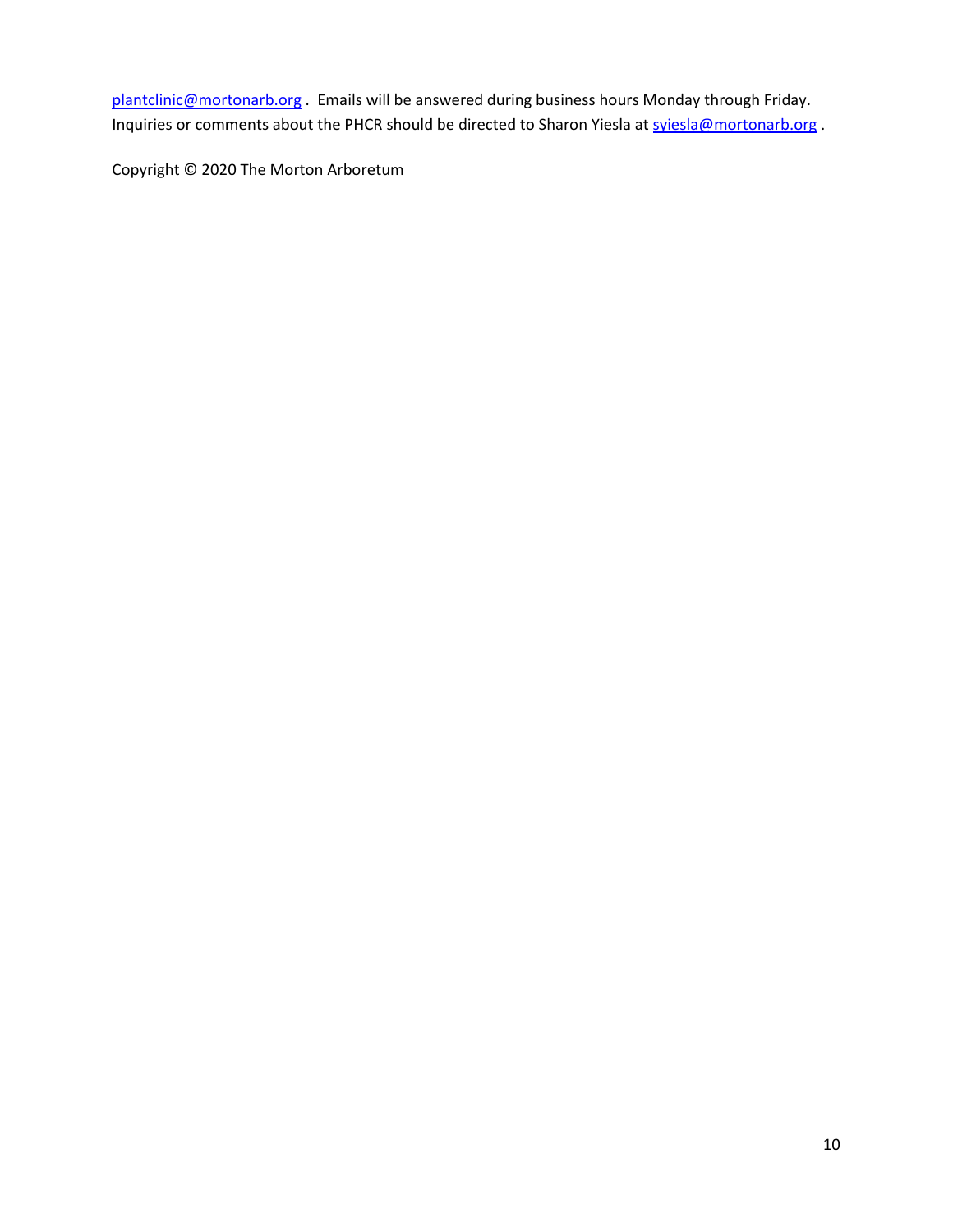plantclinic@mortonarb.org . Emails will be answered during business hours Monday through Friday. Inquiries or comments about the PHCR should be directed to Sharon Yiesla at syiesla@mortonarb.org .

Copyright © 2020 The Morton Arboretum